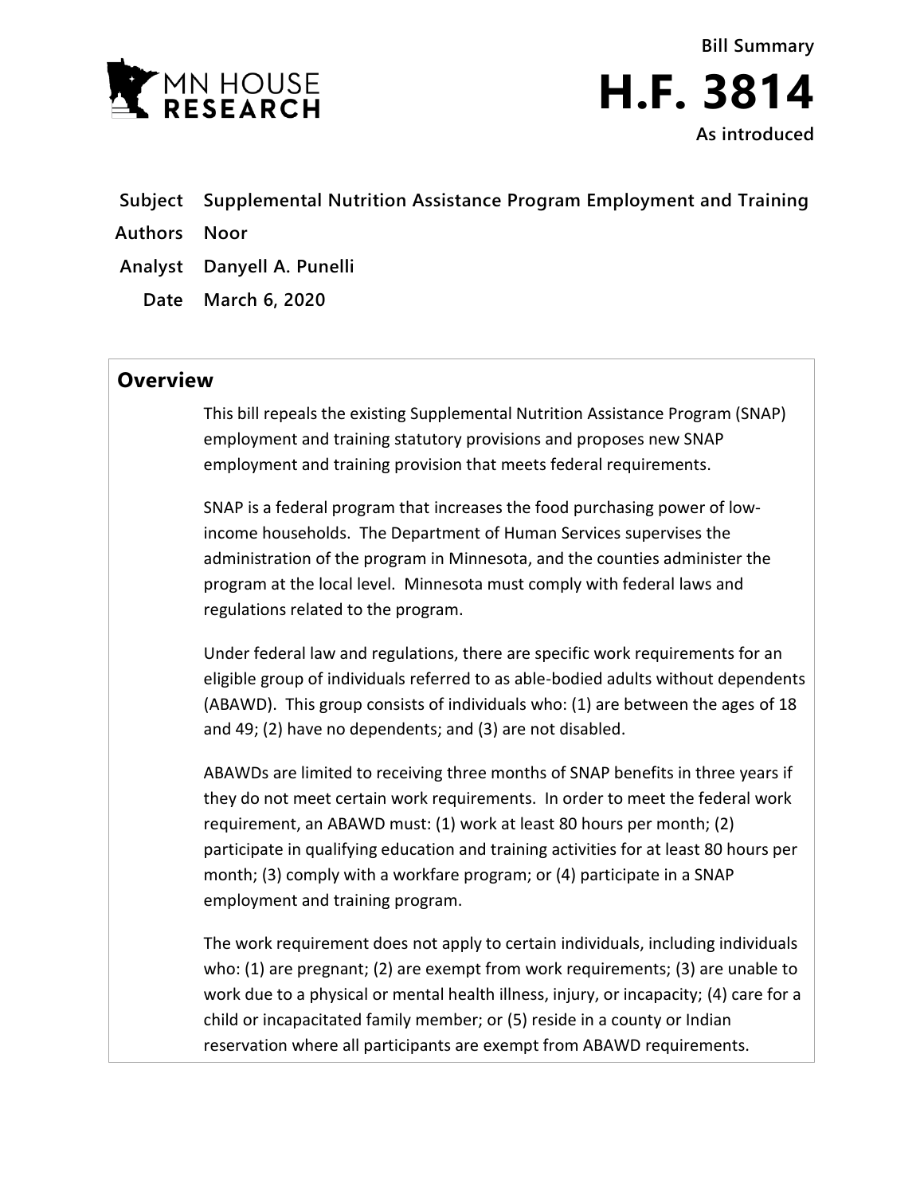# Bill Summary

# H.F. 3814

**As introduced**

**Subject** Supplemental Nutrition Assistance Program Employment and Training

**Authors** Noor

**Analyst** Danyell A. Punelli

**Date** March 6, 2020

## Overview

This bill repeals the existing Supplemental Nutrition Assistance Program (SNAP) employment and training statutory provisions and proposes new SNAP employment and training provision that meets federal requirements.

SNAP is a federal program that increases the food purchasing power of low-income households. The Department of Human Services supervises the administration of the program in Minnesota, and the counties administer the program at the local level. Minnesota must comply with federal laws and regulations related to the program.

Under federal law and regulations, there are specific work requirements for an eligible group of individuals referred to as able-bodied adults without dependents (ABAWD). This group consists of individuals who: (1) are between the ages of 18 and 49; (2) have no dependents; and (3) are not disabled.

ABAWDs are limited to receiving three months of SNAP benefits in three years if they do not meet certain work requirements. In order to meet the federal work requirement, an ABAWD must: (1) work at least 80 hours per month; (2) participate in qualifying education and training activities for at least 80 hours per month; (3) comply with a workfare program; or (4) participate in a SNAP employment and training program.

The work requirement does not apply to certain individuals, including individuals who: (1) are pregnant; (2) are exempt from work requirements; (3) are unable to work due to a physical or mental health illness, injury, or incapacity; (4) care for a child or incapacitated family member; or (5) reside in a county or Indian reservation where all participants are exempt from ABAWD requirements.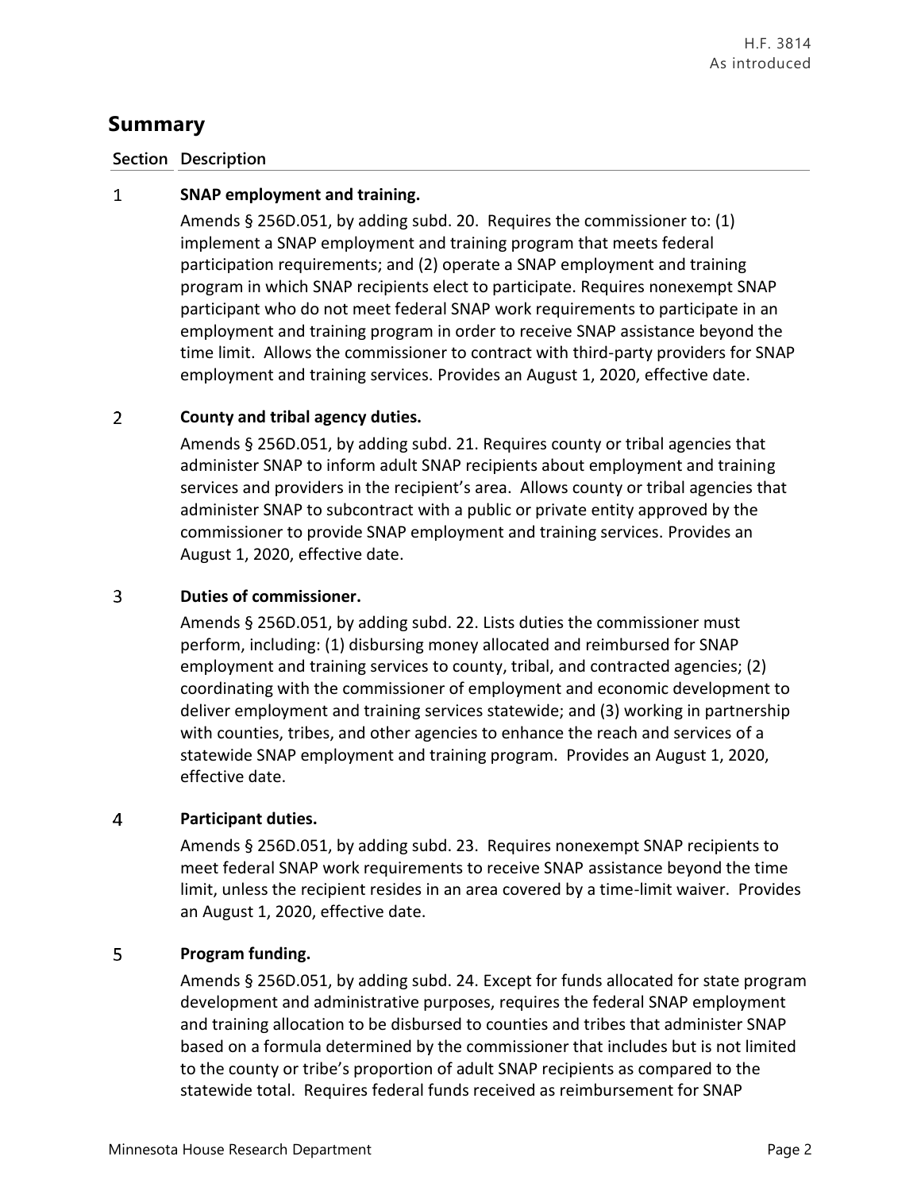## Summary

| Section | Description |
|---|---|
| 1 | **SNAP employment and training.** Amends § 256D.051, by adding subd. 20. Requires the commissioner to: (1) implement a SNAP employment and training program that meets federal participation requirements; and (2) operate a SNAP employment and training program in which SNAP recipients elect to participate. Requires nonexempt SNAP participant who do not meet federal SNAP work requirements to participate in an employment and training program in order to receive SNAP assistance beyond the time limit. Allows the commissioner to contract with third-party providers for SNAP employment and training services. Provides an August 1, 2020, effective date. |
| 2 | **County and tribal agency duties.** Amends § 256D.051, by adding subd. 21. Requires county or tribal agencies that administer SNAP to inform adult SNAP recipients about employment and training services and providers in the recipient's area. Allows county or tribal agencies that administer SNAP to subcontract with a public or private entity approved by the commissioner to provide SNAP employment and training services. Provides an August 1, 2020, effective date. |
| 3 | **Duties of commissioner.** Amends § 256D.051, by adding subd. 22. Lists duties the commissioner must perform, including: (1) disbursing money allocated and reimbursed for SNAP employment and training services to county, tribal, and contracted agencies; (2) coordinating with the commissioner of employment and economic development to deliver employment and training services statewide; and (3) working in partnership with counties, tribes, and other agencies to enhance the reach and services of a statewide SNAP employment and training program. Provides an August 1, 2020, effective date. |
| 4 | **Participant duties.** Amends § 256D.051, by adding subd. 23. Requires nonexempt SNAP recipients to meet federal SNAP work requirements to receive SNAP assistance beyond the time limit, unless the recipient resides in an area covered by a time-limit waiver. Provides an August 1, 2020, effective date. |
| 5 | **Program funding.** Amends § 256D.051, by adding subd. 24. Except for funds allocated for state program development and administrative purposes, requires the federal SNAP employment and training allocation to be disbursed to counties and tribes that administer SNAP based on a formula determined by the commissioner that includes but is not limited to the county or tribe's proportion of adult SNAP recipients as compared to the statewide total. Requires federal funds received as reimbursement for SNAP |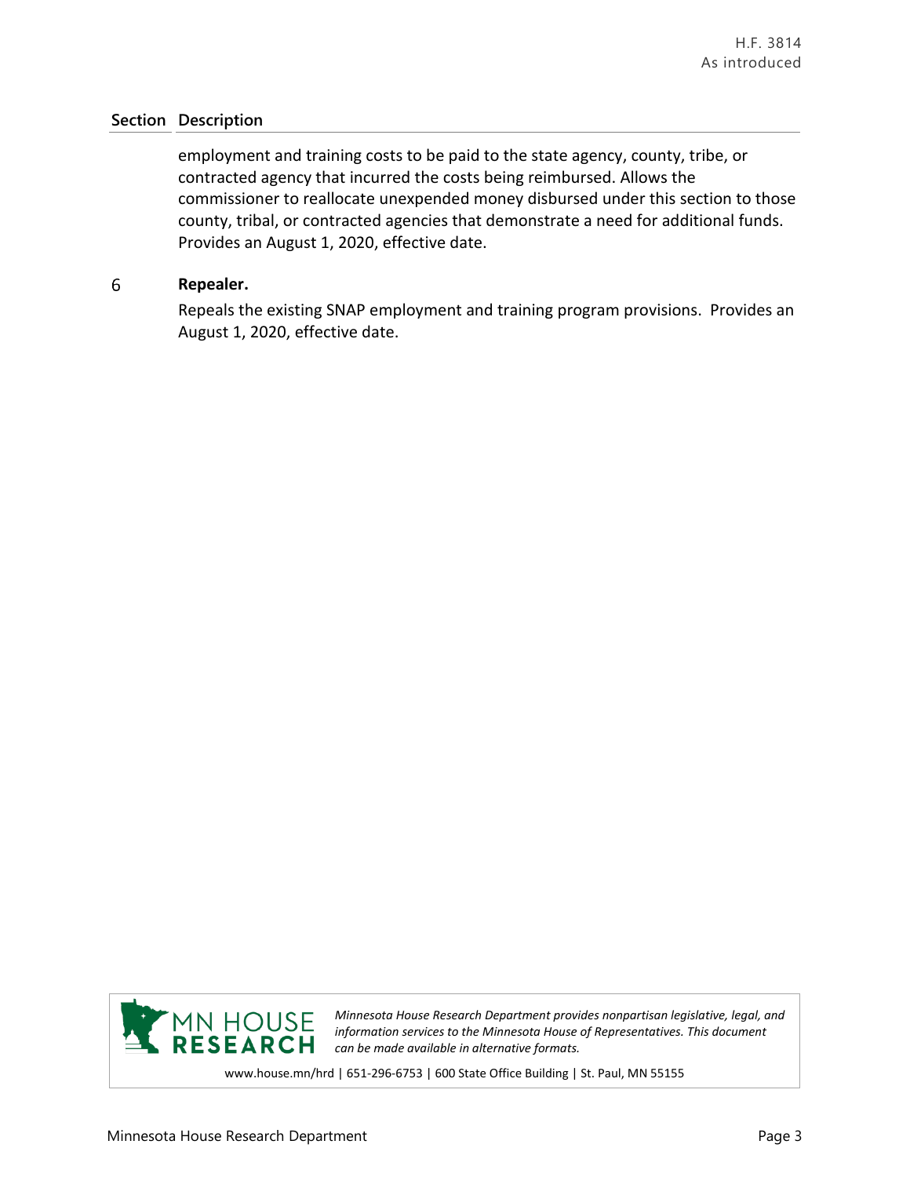| Section | Description |
|---|---|
| | employment and training costs to be paid to the state agency, county, tribe, or contracted agency that incurred the costs being reimbursed. Allows the commissioner to reallocate unexpended money disbursed under this section to those county, tribal, or contracted agencies that demonstrate a need for additional funds. Provides an August 1, 2020, effective date. |
| 6 | **Repealer.** Repeals the existing SNAP employment and training program provisions. Provides an August 1, 2020, effective date. |

*Minnesota House Research Department provides nonpartisan legislative, legal, and information services to the Minnesota House of Representatives. This document can be made available in alternative formats.*

www.house.mn/hrd | 651-296-6753 | 600 State Office Building | St. Paul, MN 55155